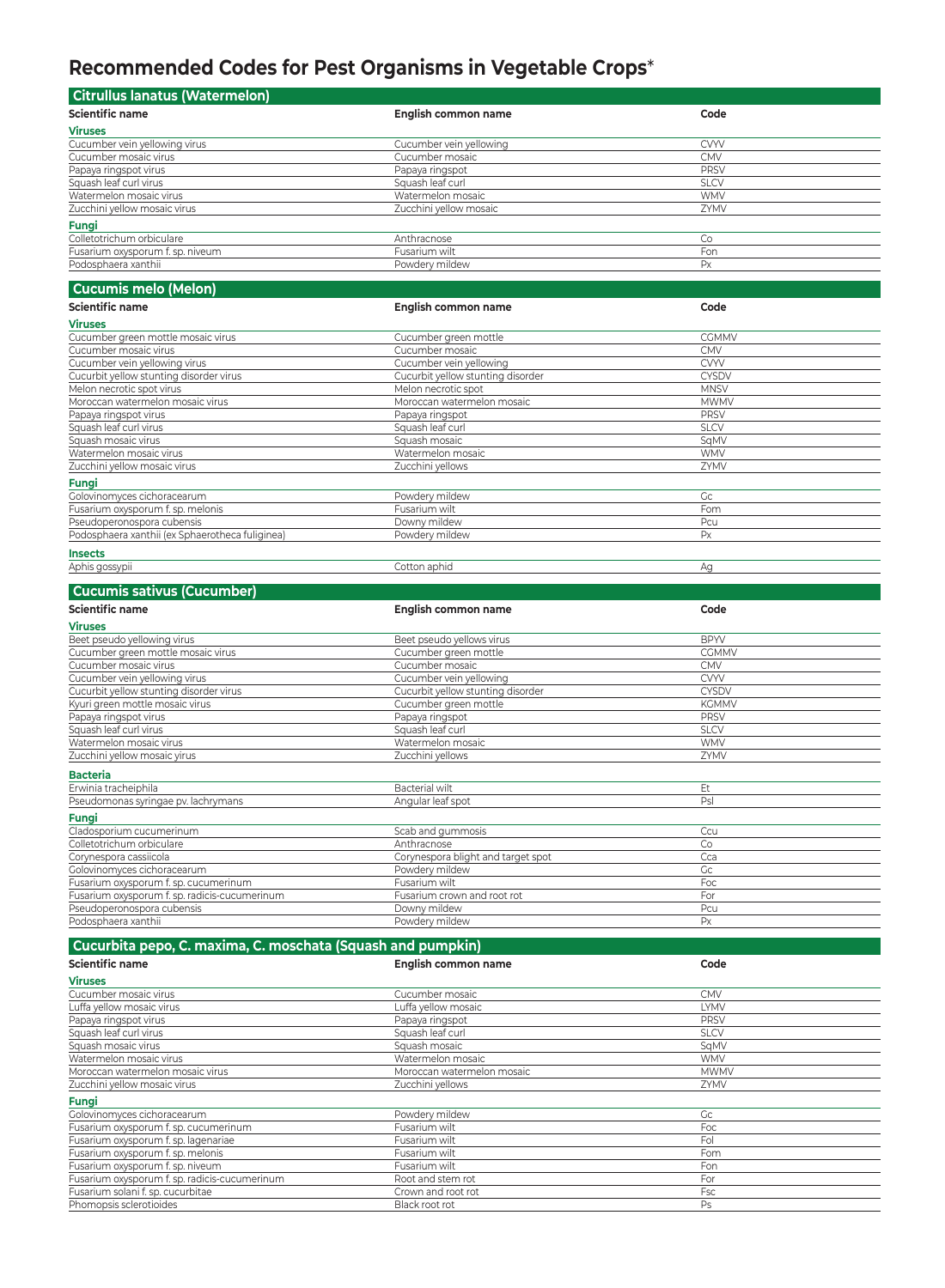# Recommended Codes for Pest Organisms in Vegetable Crops*

## Citrullus lanatus (Watermelon)

| Scientific name | English common name | Code |
|---|---|---|
| **Viruses** | | |
| Cucumber vein yellowing virus | Cucumber vein yellowing | CVYV |
| Cucumber mosaic virus | Cucumber mosaic | CMV |
| Papaya ringspot virus | Papaya ringspot | PRSV |
| Squash leaf curl virus | Squash leaf curl | SLCV |
| Watermelon mosaic virus | Watermelon mosaic | WMV |
| Zucchini yellow mosaic virus | Zucchini yellow mosaic | ZYMV |
| **Fungi** | | |
| Colletotrichum orbiculare | Anthracnose | Co |
| Fusarium oxysporum f. sp. niveum | Fusarium wilt | Fon |
| Podosphaera xanthii | Powdery mildew | Px |

## Cucumis melo (Melon)

| Scientific name | English common name | Code |
|---|---|---|
| **Viruses** | | |
| Cucumber green mottle mosaic virus | Cucumber green mottle | CGMMV |
| Cucumber mosaic virus | Cucumber mosaic | CMV |
| Cucumber vein yellowing virus | Cucumber vein yellowing | CVYV |
| Cucurbit yellow stunting disorder virus | Cucurbit yellow stunting disorder | CYSDV |
| Melon necrotic spot virus | Melon necrotic spot | MNSV |
| Moroccan watermelon mosaic virus | Moroccan watermelon mosaic | MWMV |
| Papaya ringspot virus | Papaya ringspot | PRSV |
| Squash leaf curl virus | Squash leaf curl | SLCV |
| Squash mosaic virus | Squash mosaic | SqMV |
| Watermelon mosaic virus | Watermelon mosaic | WMV |
| Zucchini yellow mosaic virus | Zucchini yellows | ZYMV |
| **Fungi** | | |
| Golovinomyces cichoracearum | Powdery mildew | Gc |
| Fusarium oxysporum f. sp. melonis | Fusarium wilt | Fom |
| Pseudoperonospora cubensis | Downy mildew | Pcu |
| Podosphaera xanthii (ex Sphaerotheca fuliginea) | Powdery mildew | Px |
| **Insects** | | |
| Aphis gossypii | Cotton aphid | Ag |

## Cucumis sativus (Cucumber)

| Scientific name | English common name | Code |
|---|---|---|
| **Viruses** | | |
| Beet pseudo yellowing virus | Beet pseudo yellows virus | BPYV |
| Cucumber green mottle mosaic virus | Cucumber green mottle | CGMMV |
| Cucumber mosaic virus | Cucumber mosaic | CMV |
| Cucumber vein yellowing virus | Cucumber vein yellowing | CVYV |
| Cucurbit yellow stunting disorder virus | Cucurbit yellow stunting disorder | CYSDV |
| Kyuri green mottle mosaic virus | Cucumber green mottle | KGMMV |
| Papaya ringspot virus | Papaya ringspot | PRSV |
| Squash leaf curl virus | Squash leaf curl | SLCV |
| Watermelon mosaic virus | Watermelon mosaic | WMV |
| Zucchini yellow mosaic yirus | Zucchini yellows | ZYMV |
| **Bacteria** | | |
| Erwinia tracheiphila | Bacterial wilt | Et |
| Pseudomonas syringae pv. lachrymans | Angular leaf spot | Psl |
| **Fungi** | | |
| Cladosporium cucumerinum | Scab and gummosis | Ccu |
| Colletotrichum orbiculare | Anthracnose | Co |
| Corynespora cassiicola | Corynespora blight and target spot | Cca |
| Golovinomyces cichoracearum | Powdery mildew | Gc |
| Fusarium oxysporum f. sp. cucumerinum | Fusarium wilt | Foc |
| Fusarium oxysporum f. sp. radicis-cucumerinum | Fusarium crown and root rot | For |
| Pseudoperonospora cubensis | Downy mildew | Pcu |
| Podosphaera xanthii | Powdery mildew | Px |

## Cucurbita pepo, C. maxima, C. moschata (Squash and pumpkin)

| Scientific name | English common name | Code |
|---|---|---|
| **Viruses** | | |
| Cucumber mosaic virus | Cucumber mosaic | CMV |
| Luffa yellow mosaic virus | Luffa yellow mosaic | LYMV |
| Papaya ringspot virus | Papaya ringspot | PRSV |
| Squash leaf curl virus | Squash leaf curl | SLCV |
| Squash mosaic virus | Squash mosaic | SqMV |
| Watermelon mosaic virus | Watermelon mosaic | WMV |
| Moroccan watermelon mosaic virus | Moroccan watermelon mosaic | MWMV |
| Zucchini yellow mosaic virus | Zucchini yellows | ZYMV |
| **Fungi** | | |
| Golovinomyces cichoracearum | Powdery mildew | Gc |
| Fusarium oxysporum f. sp. cucumerinum | Fusarium wilt | Foc |
| Fusarium oxysporum f. sp. lagenariae | Fusarium wilt | Fol |
| Fusarium oxysporum f. sp. melonis | Fusarium wilt | Fom |
| Fusarium oxysporum f. sp. niveum | Fusarium wilt | Fon |
| Fusarium oxysporum f. sp. radicis-cucumerinum | Root and stem rot | For |
| Fusarium solani f. sp. cucurbitae | Crown and root rot | Fsc |
| Phomopsis sclerotioides | Black root rot | Ps |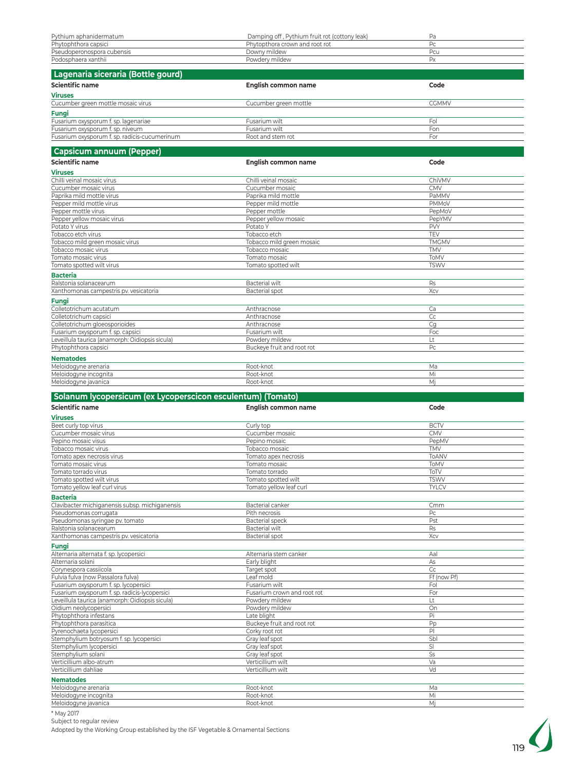| | | |
|---|---|---|
| Pythium aphanidermatum | Damping off , Pythium fruit rot (cottony leak) | Pa |
| Phytophthora capsici | Phytopthora crown and root rot | Pc |
| Pseudoperonospora cubensis | Downy mildew | Pcu |
| Podosphaera xanthii | Powdery mildew | Px |

## Lagenaria siceraria (Bottle gourd)

| Scientific name | English common name | Code |
|---|---|---|
| **Viruses** | | |
| Cucumber green mottle mosaic virus | Cucumber green mottle | CGMMV |
| **Fungi** | | |
| Fusarium oxysporum f. sp. lagenariae | Fusarium wilt | Fol |
| Fusarium oxysporum f. sp. niveum | Fusarium wilt | Fon |
| Fusarium oxysporum f. sp. radicis-cucumerinum | Root and stem rot | For |

## Capsicum annuum (Pepper)

| Scientific name | English common name | Code |
|---|---|---|
| **Viruses** | | |
| Chilli veinal mosaic virus | Chilli veinal mosaic | ChiVMV |
| Cucumber mosaic virus | Cucumber mosaic | CMV |
| Paprika mild mottle virus | Paprika mild mottle | PaMMV |
| Pepper mild mottle virus | Pepper mild mottle | PMMoV |
| Pepper mottle virus | Pepper mottle | PepMoV |
| Pepper yellow mosaic virus | Pepper yellow mosaic | PepYMV |
| Potato Y virus | Potato Y | PVY |
| Tobacco etch virus | Tobacco etch | TEV |
| Tobacco mild green mosaic virus | Tobacco mild green mosaic | TMGMV |
| Tobacco mosaic virus | Tobacco mosaic | TMV |
| Tomato mosaic virus | Tomato mosaic | ToMV |
| Tomato spotted wilt virus | Tomato spotted wilt | TSWV |
| **Bacteria** | | |
| Ralstonia solanacearum | Bacterial wilt | Rs |
| Xanthomonas campestris pv. vesicatoria | Bacterial spot | Xcv |
| **Fungi** | | |
| Colletotrichum acutatum | Anthracnose | Ca |
| Colletotrichum capsici | Anthracnose | Cc |
| Colletotrichum gloeosporioides | Anthracnose | Cg |
| Fusarium oxysporum f. sp. capsici | Fusarium wilt | Foc |
| Leveillula taurica (anamorph: Oidiopsis sicula) | Powdery mildew | Lt |
| Phytophthora capsici | Buckeye fruit and root rot | Pc |
| **Nematodes** | | |
| Meloidogyne arenaria | Root-knot | Ma |
| Meloidogyne incognita | Root-knot | Mi |
| Meloidogyne javanica | Root-knot | Mj |

## Solanum lycopersicum (ex Lycoperscicon esculentum) (Tomato)

| Scientific name | English common name | Code |
|---|---|---|
| **Viruses** | | |
| Beet curly top virus | Curly top | BCTV |
| Cucumber mosaic virus | Cucumber mosaic | CMV |
| Pepino mosaic visus | Pepino mosaic | PepMV |
| Tobacco mosaic virus | Tobacco mosaic | TMV |
| Tomato apex necrosis virus | Tomato apex necrosis | ToANV |
| Tomato mosaic virus | Tomato mosaic | ToMV |
| Tomato torrado virus | Tomato torrado | ToTV |
| Tomato spotted wilt virus | Tomato spotted wilt | TSWV |
| Tomato yellow leaf curl virus | Tomato yellow leaf curl | TYLCV |
| **Bacteria** | | |
| Clavibacter michiganensis subsp. michiganensis | Bacterial canker | Cmm |
| Pseudomonas corrugata | Pith necrosis | Pc |
| Pseudomonas syringae pv. tomato | Bacterial speck | Pst |
| Ralstonia solanacearum | Bacterial wilt | Rs |
| Xanthomonas campestris pv. vesicatoria | Bacterial spot | Xcv |
| **Fungi** | | |
| Alternaria alternata f. sp. lycopersici | Alternaria stem canker | Aal |
| Alternaria solani | Early blight | As |
| Corynespora cassiicola | Target spot | Cc |
| Fulvia fulva (now Passalora fulva) | Leaf mold | Ff (now Pf) |
| Fusarium oxysporum f. sp. lycopersici | Fusarium wilt | Fol |
| Fusarium oxysporum f. sp. radicis-lycopersici | Fusarium crown and root rot | For |
| Leveillula taurica (anamorph: Oidiopsis sicula) | Powdery mildew | Lt |
| Oidium neolycopersici | Powdery mildew | On |
| Phytophthora infestans | Late blight | Pi |
| Phytophthora parasitica | Buckeye fruit and root rot | Pp |
| Pyrenochaeta lycopersici | Corky root rot | Pl |
| Stemphylium botryosum f. sp. lycopersici | Gray leaf spot | Sbl |
| Stemphylium lycopersici | Gray leaf spot | Sl |
| Stemphylium solani | Gray leaf spot | Ss |
| Verticillium albo-atrum | Verticillium wilt | Va |
| Verticillium dahliae | Verticillium wilt | Vd |
| **Nematodes** | | |
| Meloidogyne arenaria | Root-knot | Ma |
| Meloidogyne incognita | Root-knot | Mi |
| Meloidogyne javanica | Root-knot | Mj |

* May 2017

Subject to regular review

Adopted by the Working Group established by the ISF Vegetable & Ornamental Sections